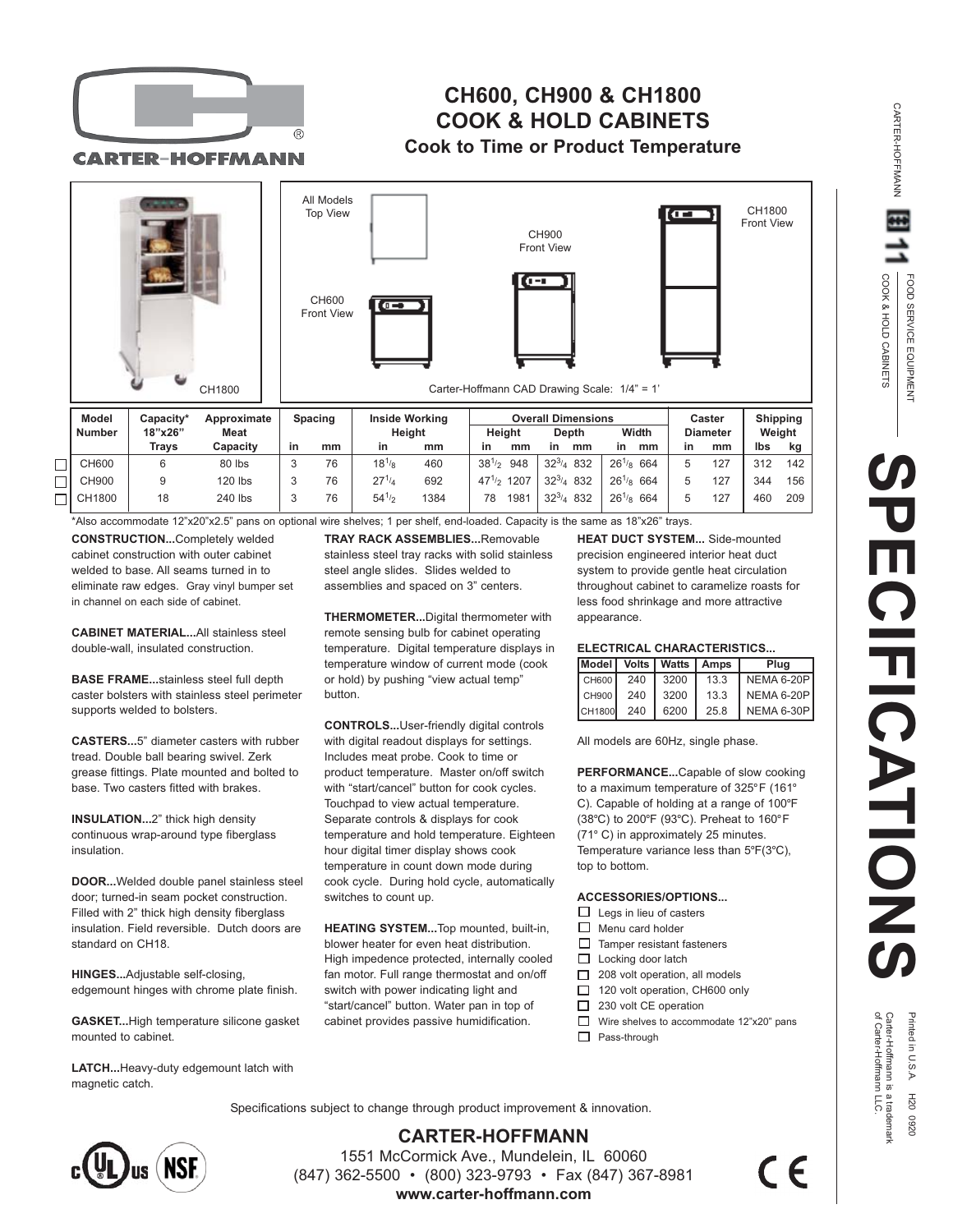# CH600, CH900 & CH1800 COOK & HOLD CABINETS

## Cook to Time or Product Temperature

CARTER-HOFFMANN

All Models Top View

CH600 Front View

CH900 Front View

CH1800 Front View

CH1800

Carter-Hoffmann CAD Drawing Scale: 1/4" = 1'

| Model Number | Capacity* 18"x26" Trays | Approximate Meat Capacity | Spacing | | Inside Working Height | | Overall Dimensions | | | | | | Caster Diameter | | Shipping Weight | |
|---|---|---|---|---|---|---|---|---|---|---|---|---|---|---|---|---|
| | | | | | | | Height | | Depth | | Width | | | | | |
| | | | in | mm | in | mm | in | mm | in | mm | in | mm | in | mm | lbs | kg |
| ☐ CH600 | 6 | 80 lbs | 3 | 76 | 18 1/8 | 460 | 38 1/2 | 948 | 32 3/4 | 832 | 26 1/8 | 664 | 5 | 127 | 312 | 142 |
| ☐ CH900 | 9 | 120 lbs | 3 | 76 | 27 1/4 | 692 | 47 1/2 | 1207 | 32 3/4 | 832 | 26 1/8 | 664 | 5 | 127 | 344 | 156 |
| ☐ CH1800 | 18 | 240 lbs | 3 | 76 | 54 1/2 | 1384 | 78 | 1981 | 32 3/4 | 832 | 26 1/8 | 664 | 5 | 127 | 460 | 209 |

*Also accommodate 12"x20"x2.5" pans on optional wire shelves; 1 per shelf, end-loaded. Capacity is the same as 18"x26" trays.

**CONSTRUCTION...**Completely welded cabinet construction with outer cabinet welded to base. All seams turned in to eliminate raw edges. Gray vinyl bumper set in channel on each side of cabinet.

**CABINET MATERIAL...**All stainless steel double-wall, insulated construction.

**BASE FRAME...**stainless steel full depth caster bolsters with stainless steel perimeter supports welded to bolsters.

**CASTERS...**5" diameter casters with rubber tread. Double ball bearing swivel. Zerk grease fittings. Plate mounted and bolted to base. Two casters fitted with brakes.

**INSULATION...**2" thick high density continuous wrap-around type fiberglass insulation.

**DOOR...**Welded double panel stainless steel door; turned-in seam pocket construction. Filled with 2" thick high density fiberglass insulation. Field reversible. Dutch doors are standard on CH18.

**HINGES...**Adjustable self-closing, edgemount hinges with chrome plate finish.

**GASKET...**High temperature silicone gasket mounted to cabinet.

**LATCH...**Heavy-duty edgemount latch with magnetic catch.

**TRAY RACK ASSEMBLIES...**Removable stainless steel tray racks with solid stainless steel angle slides. Slides welded to assemblies and spaced on 3" centers.

**THERMOMETER...**Digital thermometer with remote sensing bulb for cabinet operating temperature. Digital temperature displays in temperature window of current mode (cook or hold) by pushing "view actual temp" button.

**CONTROLS...**User-friendly digital controls with digital readout displays for settings. Includes meat probe. Cook to time or product temperature. Master on/off switch with "start/cancel" button for cook cycles. Touchpad to view actual temperature. Separate controls & displays for cook temperature and hold temperature. Eighteen hour digital timer display shows cook temperature in count down mode during cook cycle. During hold cycle, automatically switches to count up.

**HEATING SYSTEM...**Top mounted, built-in, blower heater for even heat distribution. High impedence protected, internally cooled fan motor. Full range thermostat and on/off switch with power indicating light and "start/cancel" button. Water pan in top of cabinet provides passive humidification.

**HEAT DUCT SYSTEM...** Side-mounted precision engineered interior heat duct system to provide gentle heat circulation throughout cabinet to caramelize roasts for less food shrinkage and more attractive appearance.

**ELECTRICAL CHARACTERISTICS...**

| Model | Volts | Watts | Amps | Plug |
|---|---|---|---|---|
| CH600 | 240 | 3200 | 13.3 | NEMA 6-20P |
| CH900 | 240 | 3200 | 13.3 | NEMA 6-20P |
| CH1800 | 240 | 6200 | 25.8 | NEMA 6-30P |

All models are 60Hz, single phase.

**PERFORMANCE...**Capable of slow cooking to a maximum temperature of 325°F (161° C). Capable of holding at a range of 100°F (38°C) to 200°F (93°C). Preheat to 160°F (71° C) in approximately 25 minutes. Temperature variance less than 5°F(3°C), top to bottom.

**ACCESSORIES/OPTIONS...**

- ☐ Legs in lieu of casters
- ☐ Menu card holder
- ☐ Tamper resistant fasteners
- ☐ Locking door latch
- ☐ 208 volt operation, all models
- ☐ 120 volt operation, CH600 only
- ☐ 230 volt CE operation
- ☐ Wire shelves to accommodate 12"x20" pans
- ☐ Pass-through

Specifications subject to change through product improvement & innovation.

**CARTER-HOFFMANN**

1551 McCormick Ave., Mundelein, IL 60060

(847) 362-5500 • (800) 323-9793 • Fax (847) 367-8981

**www.carter-hoffmann.com**

CARTER-HOFFMANN 11 FOOD SERVICE EQUIPMENT COOK & HOLD CABINETS

# SPECIFICATIONS

Printed in U.S.A. H20 0920

Carter-Hoffmann is a trademark of Carter-Hoffmann LLC.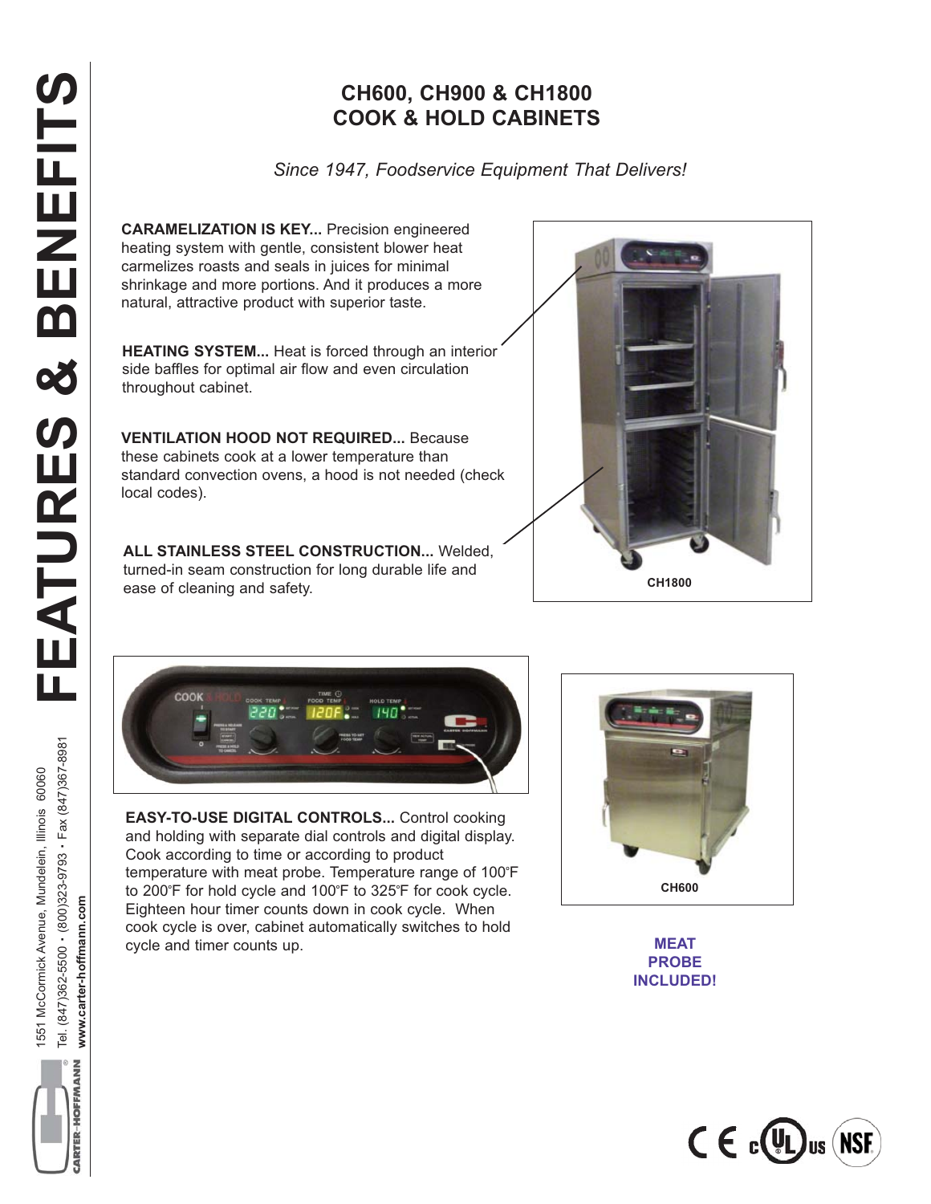# FEATURES & BENEFITS

## CH600, CH900 & CH1800 COOK & HOLD CABINETS

*Since 1947, Foodservice Equipment That Delivers!*

**CARAMELIZATION IS KEY...** Precision engineered heating system with gentle, consistent blower heat carmelizes roasts and seals in juices for minimal shrinkage and more portions. And it produces a more natural, attractive product with superior taste.

**HEATING SYSTEM...** Heat is forced through an interior side baffles for optimal air flow and even circulation throughout cabinet.

**VENTILATION HOOD NOT REQUIRED...** Because these cabinets cook at a lower temperature than standard convection ovens, a hood is not needed (check local codes).

**ALL STAINLESS STEEL CONSTRUCTION...** Welded, turned-in seam construction for long durable life and ease of cleaning and safety.

CH1800

**EASY-TO-USE DIGITAL CONTROLS...** Control cooking and holding with separate dial controls and digital display. Cook according to time or according to product temperature with meat probe. Temperature range of 100°F to 200°F for hold cycle and 100°F to 325°F for cook cycle. Eighteen hour timer counts down in cook cycle. When cook cycle is over, cabinet automatically switches to hold cycle and timer counts up.

CH600

**MEAT PROBE INCLUDED!**

1551 McCormick Avenue, Mundelein, Illinois 60060
Tel. (847)362-5500 • (800)323-9793 • Fax (847)367-8981
**www.carter-hoffmann.com**

CARTER-HOFFMANN